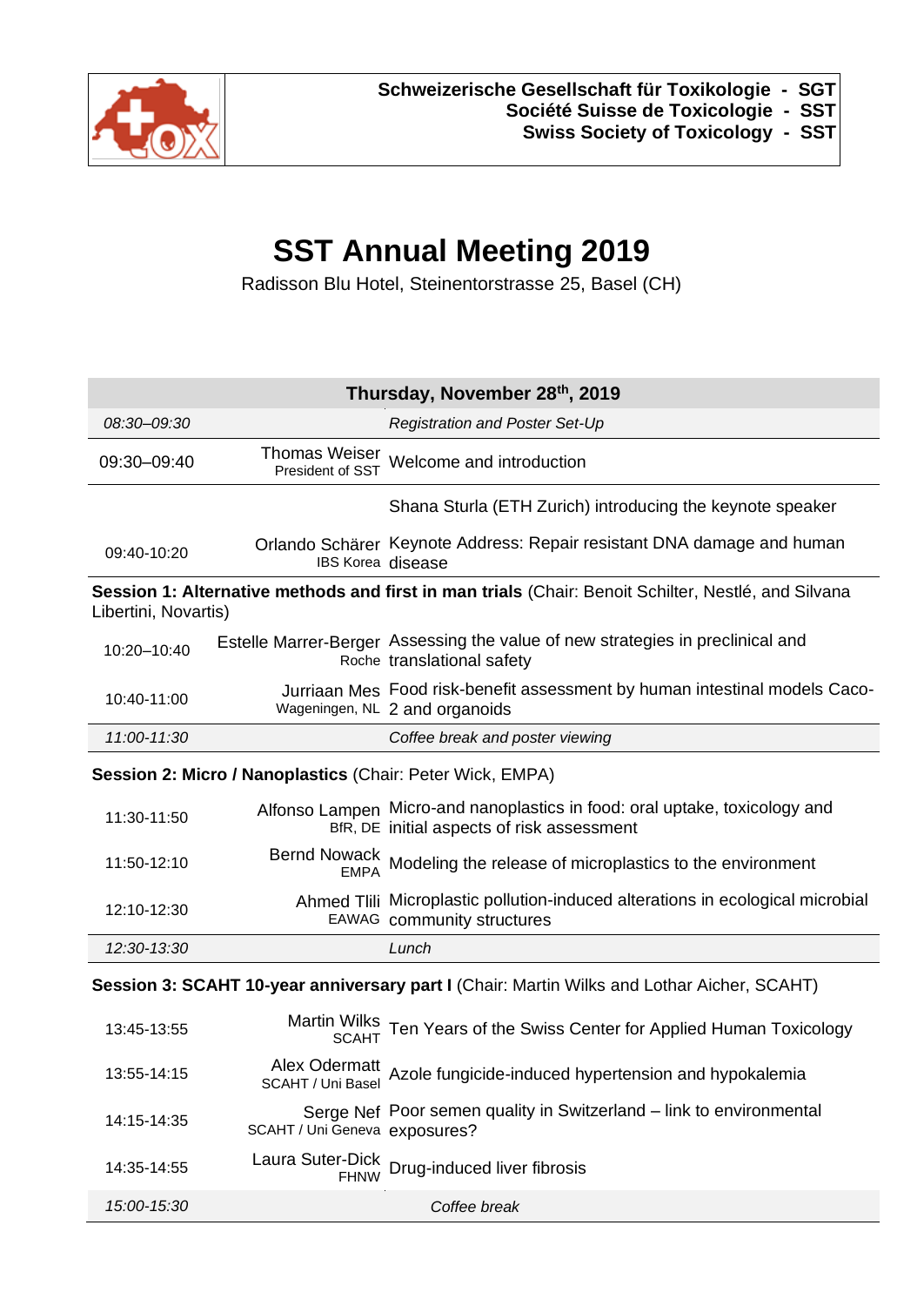**Schweizerische Gesellschaft für Toxikologie - SGT**
**Société Suisse de Toxicologie - SST**
**Swiss Society of Toxicology - SST**

# SST Annual Meeting 2019

Radisson Blu Hotel, Steinentorstrasse 25, Basel (CH)

| | | |
|---|---|---|
| | **Thursday, November 28th, 2019** | |
| *08:30–09:30* | | *Registration and Poster Set-Up* |
| 09:30–09:40 | Thomas Weiser<br>President of SST | Welcome and introduction |
| | | Shana Sturla (ETH Zurich) introducing the keynote speaker |
| 09:40-10:20 | Orlando Schärer<br>IBS Korea | Keynote Address: Repair resistant DNA damage and human disease |
| **Session 1: Alternative methods and first in man trials** (Chair: Benoit Schilter, Nestlé, and Silvana Libertini, Novartis) | | |
| 10:20–10:40 | Estelle Marrer-Berger<br>Roche | Assessing the value of new strategies in preclinical and translational safety |
| 10:40-11:00 | Jurriaan Mes<br>Wageningen, NL | Food risk-benefit assessment by human intestinal models Caco-2 and organoids |
| *11:00-11:30* | | *Coffee break and poster viewing* |
| **Session 2: Micro / Nanoplastics** (Chair: Peter Wick, EMPA) | | |
| 11:30-11:50 | Alfonso Lampen<br>BfR, DE | Micro-and nanoplastics in food: oral uptake, toxicology and initial aspects of risk assessment |
| 11:50-12:10 | Bernd Nowack<br>EMPA | Modeling the release of microplastics to the environment |
| 12:10-12:30 | Ahmed Tlili<br>EAWAG | Microplastic pollution-induced alterations in ecological microbial community structures |
| *12:30-13:30* | | *Lunch* |
| **Session 3: SCAHT 10-year anniversary part I** (Chair: Martin Wilks and Lothar Aicher, SCAHT) | | |
| 13:45-13:55 | Martin Wilks<br>SCAHT | Ten Years of the Swiss Center for Applied Human Toxicology |
| 13:55-14:15 | Alex Odermatt<br>SCAHT / Uni Basel | Azole fungicide-induced hypertension and hypokalemia |
| 14:15-14:35 | Serge Nef<br>SCAHT / Uni Geneva | Poor semen quality in Switzerland – link to environmental exposures? |
| 14:35-14:55 | Laura Suter-Dick<br>FHNW | Drug-induced liver fibrosis |
| *15:00-15:30* | | *Coffee break* |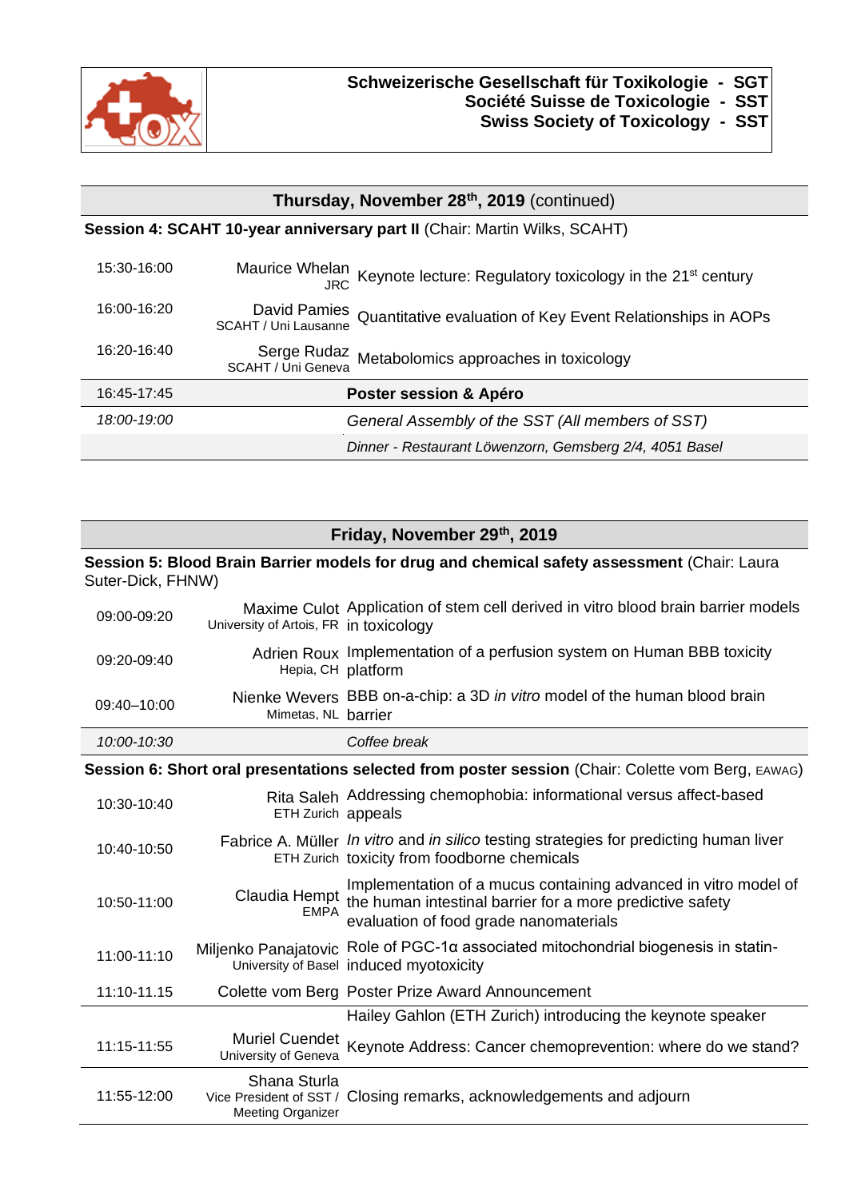**Schweizerische Gesellschaft für Toxikologie - SGT**
**Société Suisse de Toxicologie - SST**
**Swiss Society of Toxicology - SST**

## Thursday, November 28th, 2019 (continued)

**Session 4: SCAHT 10-year anniversary part II** (Chair: Martin Wilks, SCAHT)

| | | |
|---|---|---|
| 15:30-16:00 | Maurice Whelan<br>JRC | Keynote lecture: Regulatory toxicology in the 21st century |
| 16:00-16:20 | David Pamies<br>SCAHT / Uni Lausanne | Quantitative evaluation of Key Event Relationships in AOPs |
| 16:20-16:40 | Serge Rudaz<br>SCAHT / Uni Geneva | Metabolomics approaches in toxicology |
| 16:45-17:45 | | **Poster session & Apéro** |
| *18:00-19:00* | | *General Assembly of the SST (All members of SST)* |
| | | *Dinner - Restaurant Löwenzorn, Gemsberg 2/4, 4051 Basel* |

## Friday, November 29th, 2019

**Session 5: Blood Brain Barrier models for drug and chemical safety assessment** (Chair: Laura Suter-Dick, FHNW)

| | | |
|---|---|---|
| 09:00-09:20 | Maxime Culot<br>University of Artois, FR | Application of stem cell derived in vitro blood brain barrier models in toxicology |
| 09:20-09:40 | Adrien Roux<br>Hepia, CH | Implementation of a perfusion system on Human BBB toxicity platform |
| 09:40–10:00 | Nienke Wevers<br>Mimetas, NL | BBB on-a-chip: a 3D *in vitro* model of the human blood brain barrier |
| *10:00-10:30* | | *Coffee break* |

**Session 6: Short oral presentations selected from poster session** (Chair: Colette vom Berg, EAWAG)

| | | |
|---|---|---|
| 10:30-10:40 | Rita Saleh<br>ETH Zurich | Addressing chemophobia: informational versus affect-based appeals |
| 10:40-10:50 | Fabrice A. Müller<br>ETH Zurich | *In vitro* and *in silico* testing strategies for predicting human liver toxicity from foodborne chemicals |
| 10:50-11:00 | Claudia Hempt<br>EMPA | Implementation of a mucus containing advanced in vitro model of the human intestinal barrier for a more predictive safety evaluation of food grade nanomaterials |
| 11:00-11:10 | Miljenko Panajatovic<br>University of Basel | Role of PGC-1α associated mitochondrial biogenesis in statin-induced myotoxicity |
| 11:10-11.15 | Colette vom Berg | Poster Prize Award Announcement |
| | | Hailey Gahlon (ETH Zurich) introducing the keynote speaker |
| 11:15-11:55 | Muriel Cuendet<br>University of Geneva | Keynote Address: Cancer chemoprevention: where do we stand? |
| 11:55-12:00 | Shana Sturla<br>Vice President of SST / Meeting Organizer | Closing remarks, acknowledgements and adjourn |